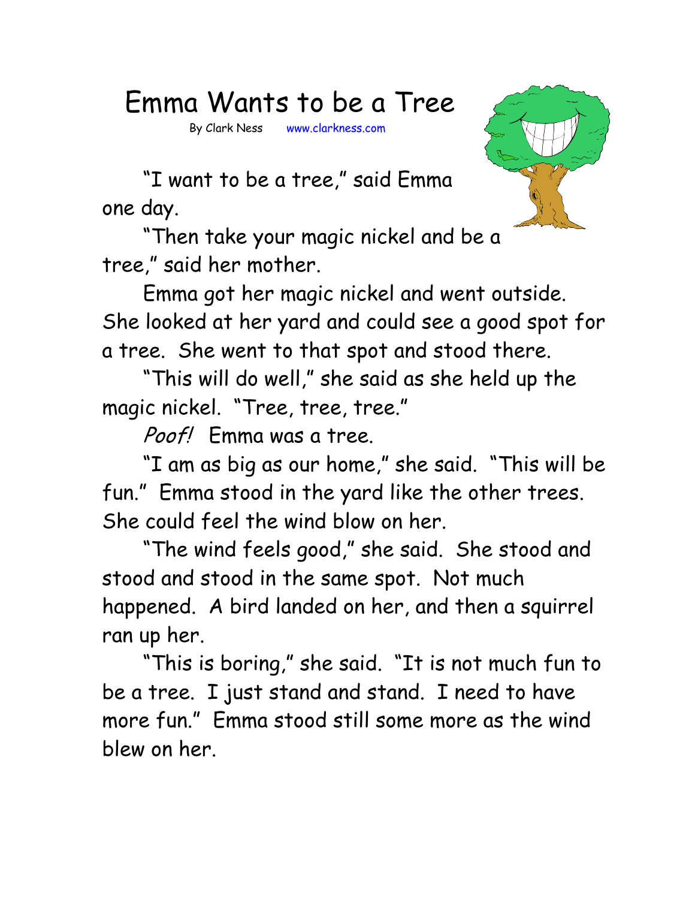# Emma Wants to be a Tree

By Clark Ness www.clarkness.com

"I want to be a tree," said Emma one day.

"Then take your magic nickel and be a tree," said her mother.

Emma got her magic nickel and went outside. She looked at her yard and could see a good spot for a tree. She went to that spot and stood there.

"This will do well," she said as she held up the magic nickel. "Tree, tree, tree."

*Poof!* Emma was a tree.

"I am as big as our home," she said. "This will be fun." Emma stood in the yard like the other trees. She could feel the wind blow on her.

"The wind feels good," she said. She stood and stood and stood in the same spot. Not much happened. A bird landed on her, and then a squirrel ran up her.

"This is boring," she said. "It is not much fun to be a tree. I just stand and stand. I need to have more fun." Emma stood still some more as the wind blew on her.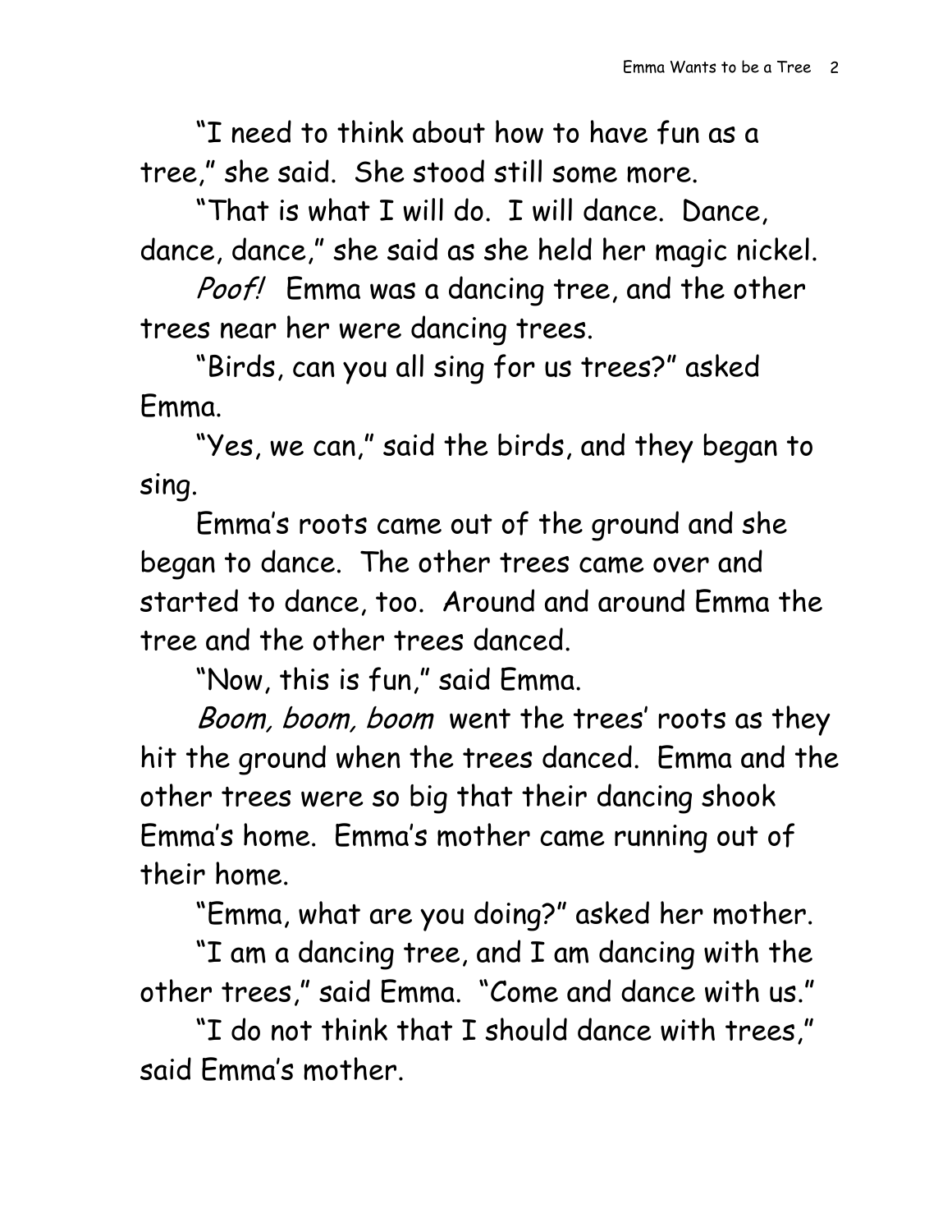"I need to think about how to have fun as a tree," she said. She stood still some more.

"That is what I will do. I will dance. Dance, dance, dance," she said as she held her magic nickel.

*Poof!* Emma was a dancing tree, and the other trees near her were dancing trees.

"Birds, can you all sing for us trees?" asked Emma.

"Yes, we can," said the birds, and they began to sing.

Emma's roots came out of the ground and she began to dance. The other trees came over and started to dance, too. Around and around Emma the tree and the other trees danced.

"Now, this is fun," said Emma.

*Boom, boom, boom* went the trees' roots as they hit the ground when the trees danced. Emma and the other trees were so big that their dancing shook Emma's home. Emma's mother came running out of their home.

"Emma, what are you doing?" asked her mother.

"I am a dancing tree, and I am dancing with the other trees," said Emma. "Come and dance with us."

"I do not think that I should dance with trees," said Emma's mother.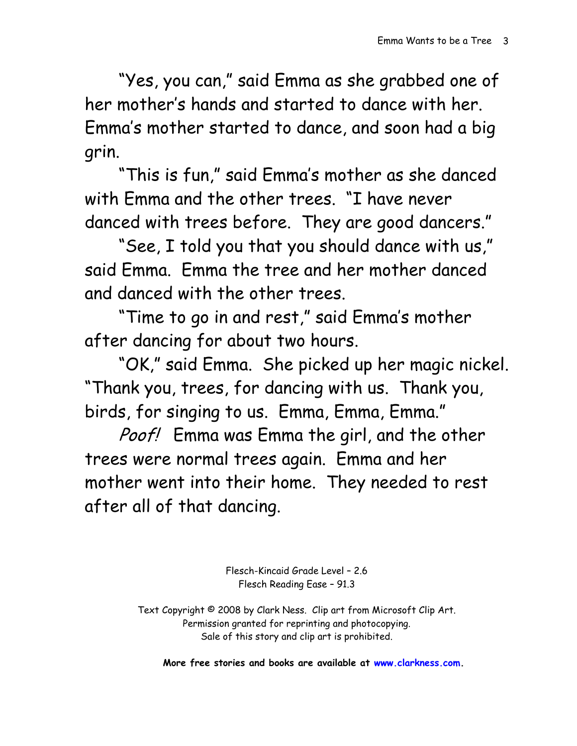"Yes, you can," said Emma as she grabbed one of her mother's hands and started to dance with her. Emma's mother started to dance, and soon had a big grin.

"This is fun," said Emma's mother as she danced with Emma and the other trees. "I have never danced with trees before. They are good dancers."

"See, I told you that you should dance with us," said Emma. Emma the tree and her mother danced and danced with the other trees.

"Time to go in and rest," said Emma's mother after dancing for about two hours.

"OK," said Emma. She picked up her magic nickel. "Thank you, trees, for dancing with us. Thank you, birds, for singing to us. Emma, Emma, Emma."

*Poof!* Emma was Emma the girl, and the other trees were normal trees again. Emma and her mother went into their home. They needed to rest after all of that dancing.

Flesch-Kincaid Grade Level – 2.6
Flesch Reading Ease – 91.3

Text Copyright © 2008 by Clark Ness. Clip art from Microsoft Clip Art.
Permission granted for reprinting and photocopying.
Sale of this story and clip art is prohibited.

**More free stories and books are available at www.clarkness.com.**